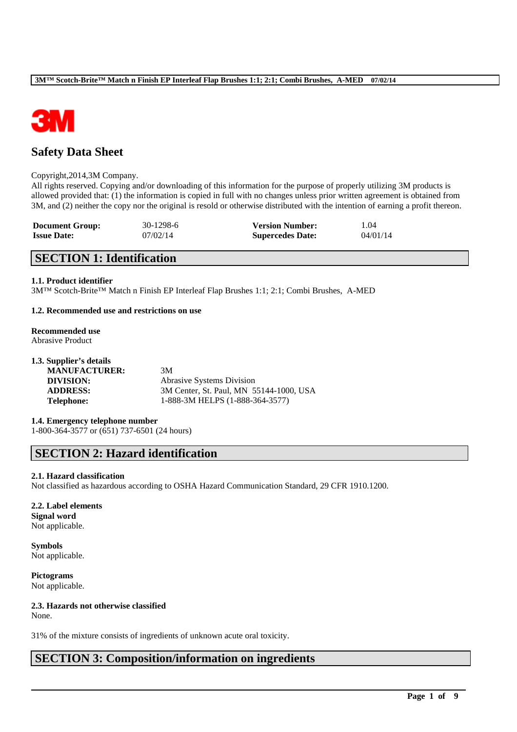# Safety Data Sheet

Copyright,2014,3M Company.
All rights reserved. Copying and/or downloading of this information for the purpose of properly utilizing 3M products is allowed provided that: (1) the information is copied in full with no changes unless prior written agreement is obtained from 3M, and (2) neither the copy nor the original is resold or otherwise distributed with the intention of earning a profit thereon.

| | | | |
|---|---|---|---|
| **Document Group:** | 30-1298-6 | **Version Number:** | 1.04 |
| **Issue Date:** | 07/02/14 | **Supercedes Date:** | 04/01/14 |

## SECTION 1: Identification

**1.1. Product identifier**
3M™ Scotch-Brite™ Match n Finish EP Interleaf Flap Brushes 1:1; 2:1; Combi Brushes, A-MED

**1.2. Recommended use and restrictions on use**

**Recommended use**
Abrasive Product

**1.3. Supplier's details**

| | |
|---|---|
| **MANUFACTURER:** | 3M |
| **DIVISION:** | Abrasive Systems Division |
| **ADDRESS:** | 3M Center, St. Paul, MN 55144-1000, USA |
| **Telephone:** | 1-888-3M HELPS (1-888-364-3577) |

**1.4. Emergency telephone number**
1-800-364-3577 or (651) 737-6501 (24 hours)

## SECTION 2: Hazard identification

**2.1. Hazard classification**
Not classified as hazardous according to OSHA Hazard Communication Standard, 29 CFR 1910.1200.

**2.2. Label elements**
**Signal word**
Not applicable.

**Symbols**
Not applicable.

**Pictograms**
Not applicable.

**2.3. Hazards not otherwise classified**
None.

31% of the mixture consists of ingredients of unknown acute oral toxicity.

## SECTION 3: Composition/information on ingredients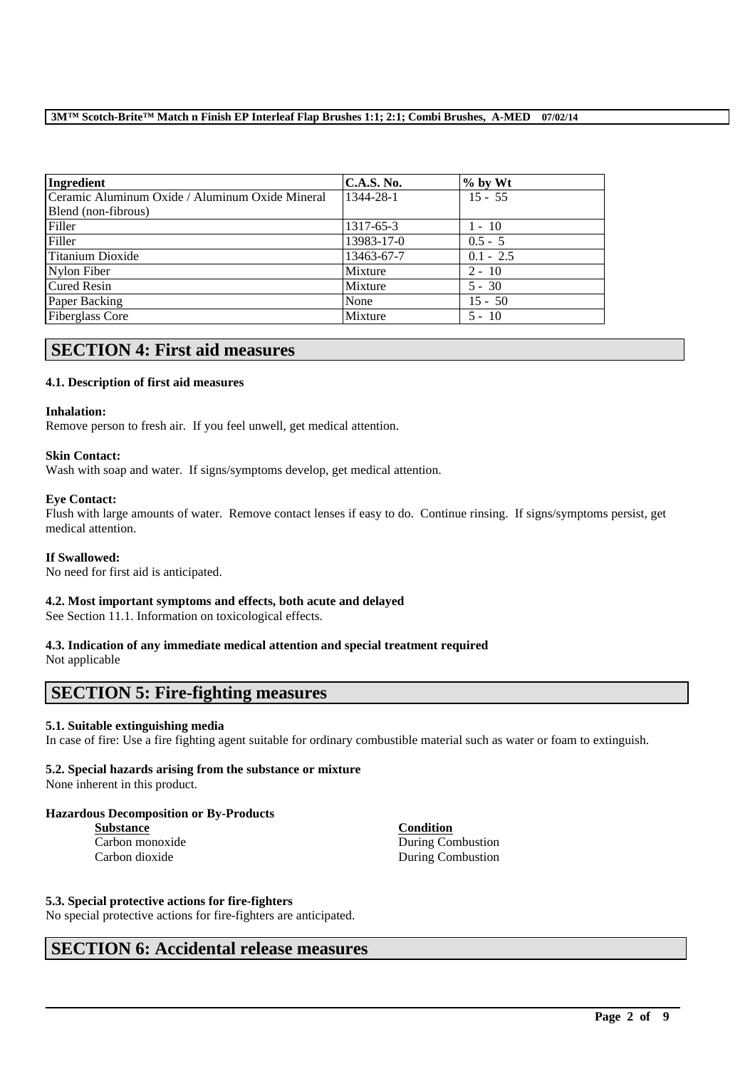| Ingredient | C.A.S. No. | % by Wt |
|---|---|---|
| Ceramic Aluminum Oxide / Aluminum Oxide Mineral Blend (non-fibrous) | 1344-28-1 | 15 - 55 |
| Filler | 1317-65-3 | 1 - 10 |
| Filler | 13983-17-0 | 0.5 - 5 |
| Titanium Dioxide | 13463-67-7 | 0.1 - 2.5 |
| Nylon Fiber | Mixture | 2 - 10 |
| Cured Resin | Mixture | 5 - 30 |
| Paper Backing | None | 15 - 50 |
| Fiberglass Core | Mixture | 5 - 10 |

## SECTION 4: First aid measures

### 4.1. Description of first aid measures

**Inhalation:**
Remove person to fresh air. If you feel unwell, get medical attention.

**Skin Contact:**
Wash with soap and water. If signs/symptoms develop, get medical attention.

**Eye Contact:**
Flush with large amounts of water. Remove contact lenses if easy to do. Continue rinsing. If signs/symptoms persist, get medical attention.

**If Swallowed:**
No need for first aid is anticipated.

### 4.2. Most important symptoms and effects, both acute and delayed

See Section 11.1. Information on toxicological effects.

### 4.3. Indication of any immediate medical attention and special treatment required

Not applicable

## SECTION 5: Fire-fighting measures

### 5.1. Suitable extinguishing media

In case of fire: Use a fire fighting agent suitable for ordinary combustible material such as water or foam to extinguish.

### 5.2. Special hazards arising from the substance or mixture

None inherent in this product.

**Hazardous Decomposition or By-Products**

| Substance | Condition |
|---|---|
| Carbon monoxide | During Combustion |
| Carbon dioxide | During Combustion |

### 5.3. Special protective actions for fire-fighters

No special protective actions for fire-fighters are anticipated.

## SECTION 6: Accidental release measures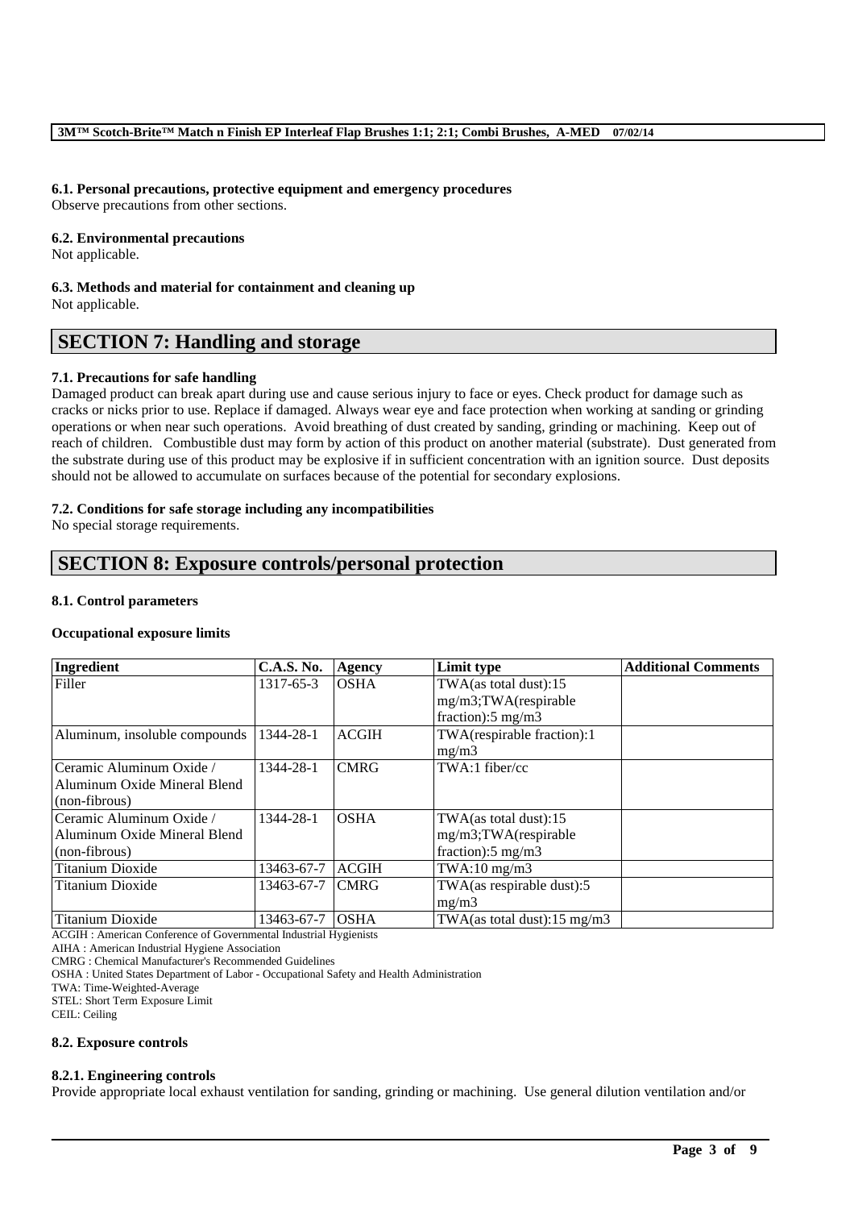### 6.1. Personal precautions, protective equipment and emergency procedures

Observe precautions from other sections.

### 6.2. Environmental precautions

Not applicable.

### 6.3. Methods and material for containment and cleaning up

Not applicable.

## SECTION 7: Handling and storage

### 7.1. Precautions for safe handling

Damaged product can break apart during use and cause serious injury to face or eyes. Check product for damage such as cracks or nicks prior to use. Replace if damaged. Always wear eye and face protection when working at sanding or grinding operations or when near such operations. Avoid breathing of dust created by sanding, grinding or machining. Keep out of reach of children. Combustible dust may form by action of this product on another material (substrate). Dust generated from the substrate during use of this product may be explosive if in sufficient concentration with an ignition source. Dust deposits should not be allowed to accumulate on surfaces because of the potential for secondary explosions.

### 7.2. Conditions for safe storage including any incompatibilities

No special storage requirements.

## SECTION 8: Exposure controls/personal protection

### 8.1. Control parameters

**Occupational exposure limits**

| Ingredient | C.A.S. No. | Agency | Limit type | Additional Comments |
|---|---|---|---|---|
| Filler | 1317-65-3 | OSHA | TWA(as total dust):15 mg/m3;TWA(respirable fraction):5 mg/m3 | |
| Aluminum, insoluble compounds | 1344-28-1 | ACGIH | TWA(respirable fraction):1 mg/m3 | |
| Ceramic Aluminum Oxide / Aluminum Oxide Mineral Blend (non-fibrous) | 1344-28-1 | CMRG | TWA:1 fiber/cc | |
| Ceramic Aluminum Oxide / Aluminum Oxide Mineral Blend (non-fibrous) | 1344-28-1 | OSHA | TWA(as total dust):15 mg/m3;TWA(respirable fraction):5 mg/m3 | |
| Titanium Dioxide | 13463-67-7 | ACGIH | TWA:10 mg/m3 | |
| Titanium Dioxide | 13463-67-7 | CMRG | TWA(as respirable dust):5 mg/m3 | |
| Titanium Dioxide | 13463-67-7 | OSHA | TWA(as total dust):15 mg/m3 | |

ACGIH : American Conference of Governmental Industrial Hygienists
AIHA : American Industrial Hygiene Association
CMRG : Chemical Manufacturer's Recommended Guidelines
OSHA : United States Department of Labor - Occupational Safety and Health Administration
TWA: Time-Weighted-Average
STEL: Short Term Exposure Limit
CEIL: Ceiling

### 8.2. Exposure controls

#### 8.2.1. Engineering controls

Provide appropriate local exhaust ventilation for sanding, grinding or machining. Use general dilution ventilation and/or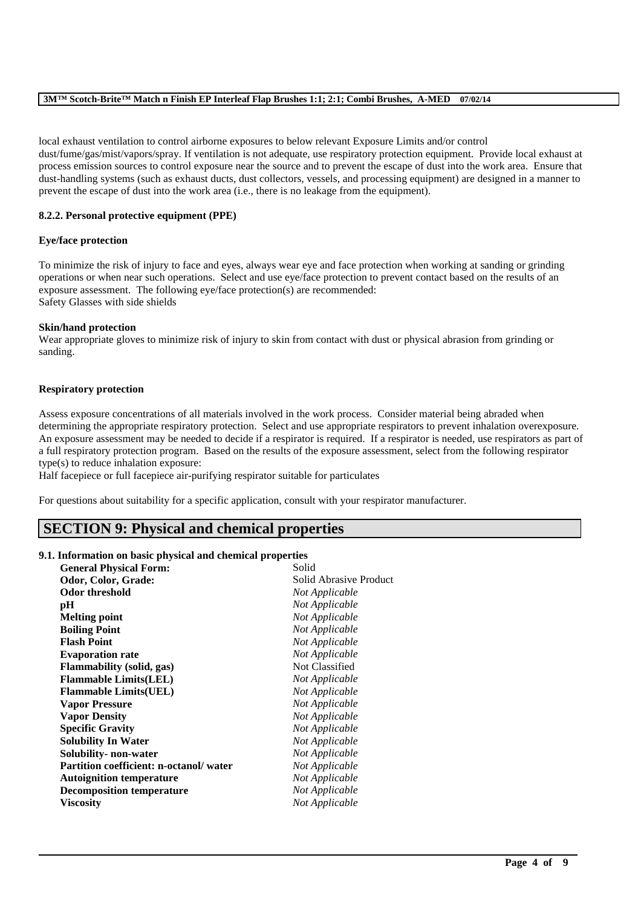local exhaust ventilation to control airborne exposures to below relevant Exposure Limits and/or control dust/fume/gas/mist/vapors/spray. If ventilation is not adequate, use respiratory protection equipment. Provide local exhaust at process emission sources to control exposure near the source and to prevent the escape of dust into the work area. Ensure that dust-handling systems (such as exhaust ducts, dust collectors, vessels, and processing equipment) are designed in a manner to prevent the escape of dust into the work area (i.e., there is no leakage from the equipment).

### 8.2.2. Personal protective equipment (PPE)

**Eye/face protection**

To minimize the risk of injury to face and eyes, always wear eye and face protection when working at sanding or grinding operations or when near such operations. Select and use eye/face protection to prevent contact based on the results of an exposure assessment. The following eye/face protection(s) are recommended:
Safety Glasses with side shields

**Skin/hand protection**

Wear appropriate gloves to minimize risk of injury to skin from contact with dust or physical abrasion from grinding or sanding.

**Respiratory protection**

Assess exposure concentrations of all materials involved in the work process. Consider material being abraded when determining the appropriate respiratory protection. Select and use appropriate respirators to prevent inhalation overexposure. An exposure assessment may be needed to decide if a respirator is required. If a respirator is needed, use respirators as part of a full respiratory protection program. Based on the results of the exposure assessment, select from the following respirator type(s) to reduce inhalation exposure:
Half facepiece or full facepiece air-purifying respirator suitable for particulates

For questions about suitability for a specific application, consult with your respirator manufacturer.

## SECTION 9: Physical and chemical properties

### 9.1. Information on basic physical and chemical properties

| | |
|---|---|
| **General Physical Form:** | Solid |
| **Odor, Color, Grade:** | Solid Abrasive Product |
| **Odor threshold** | *Not Applicable* |
| **pH** | *Not Applicable* |
| **Melting point** | *Not Applicable* |
| **Boiling Point** | *Not Applicable* |
| **Flash Point** | *Not Applicable* |
| **Evaporation rate** | *Not Applicable* |
| **Flammability (solid, gas)** | Not Classified |
| **Flammable Limits(LEL)** | *Not Applicable* |
| **Flammable Limits(UEL)** | *Not Applicable* |
| **Vapor Pressure** | *Not Applicable* |
| **Vapor Density** | *Not Applicable* |
| **Specific Gravity** | *Not Applicable* |
| **Solubility In Water** | *Not Applicable* |
| **Solubility- non-water** | *Not Applicable* |
| **Partition coefficient: n-octanol/ water** | *Not Applicable* |
| **Autoignition temperature** | *Not Applicable* |
| **Decomposition temperature** | *Not Applicable* |
| **Viscosity** | *Not Applicable* |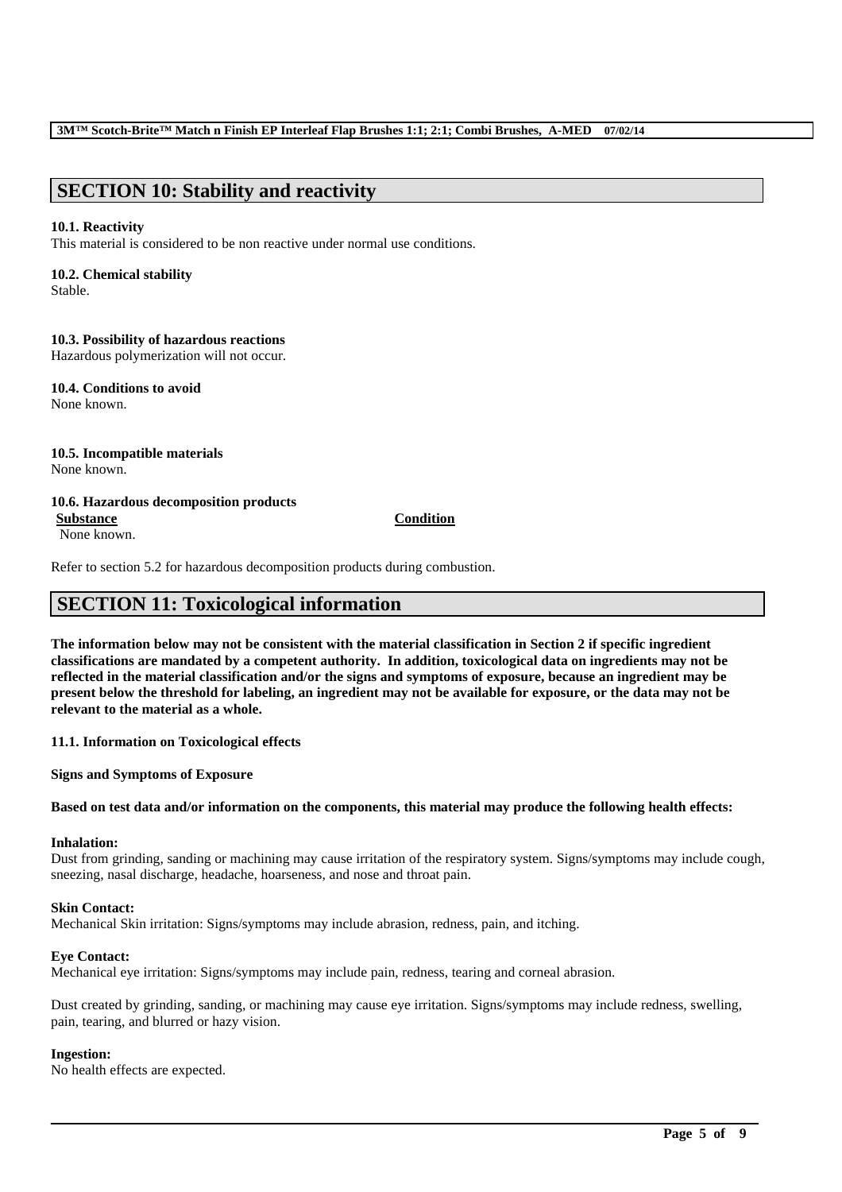## SECTION 10: Stability and reactivity

**10.1. Reactivity**
This material is considered to be non reactive under normal use conditions.

**10.2. Chemical stability**
Stable.

**10.3. Possibility of hazardous reactions**
Hazardous polymerization will not occur.

**10.4. Conditions to avoid**
None known.

**10.5. Incompatible materials**
None known.

**10.6. Hazardous decomposition products**

| Substance | Condition |
|---|---|
| None known. | |

Refer to section 5.2 for hazardous decomposition products during combustion.

## SECTION 11: Toxicological information

**The information below may not be consistent with the material classification in Section 2 if specific ingredient classifications are mandated by a competent authority. In addition, toxicological data on ingredients may not be reflected in the material classification and/or the signs and symptoms of exposure, because an ingredient may be present below the threshold for labeling, an ingredient may not be available for exposure, or the data may not be relevant to the material as a whole.**

**11.1. Information on Toxicological effects**

**Signs and Symptoms of Exposure**

**Based on test data and/or information on the components, this material may produce the following health effects:**

**Inhalation:**
Dust from grinding, sanding or machining may cause irritation of the respiratory system. Signs/symptoms may include cough, sneezing, nasal discharge, headache, hoarseness, and nose and throat pain.

**Skin Contact:**
Mechanical Skin irritation: Signs/symptoms may include abrasion, redness, pain, and itching.

**Eye Contact:**
Mechanical eye irritation: Signs/symptoms may include pain, redness, tearing and corneal abrasion.

Dust created by grinding, sanding, or machining may cause eye irritation. Signs/symptoms may include redness, swelling, pain, tearing, and blurred or hazy vision.

**Ingestion:**
No health effects are expected.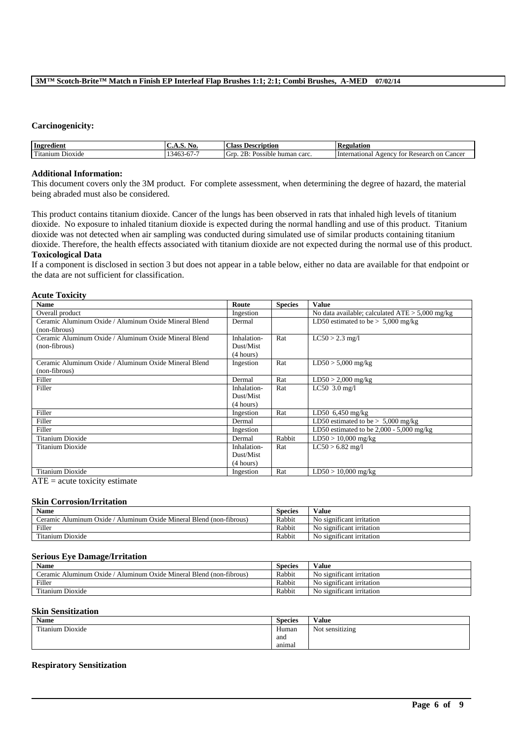**Carcinogenicity:**

| Ingredient | C.A.S. No. | Class Description | Regulation |
|---|---|---|---|
| Titanium Dioxide | 13463-67-7 | Grp. 2B: Possible human carc. | International Agency for Research on Cancer |

**Additional Information:**
This document covers only the 3M product. For complete assessment, when determining the degree of hazard, the material being abraded must also be considered.

This product contains titanium dioxide. Cancer of the lungs has been observed in rats that inhaled high levels of titanium dioxide. No exposure to inhaled titanium dioxide is expected during the normal handling and use of this product. Titanium dioxide was not detected when air sampling was conducted during simulated use of similar products containing titanium dioxide. Therefore, the health effects associated with titanium dioxide are not expected during the normal use of this product.

**Toxicological Data**
If a component is disclosed in section 3 but does not appear in a table below, either no data are available for that endpoint or the data are not sufficient for classification.

**Acute Toxicity**

| Name | Route | Species | Value |
|---|---|---|---|
| Overall product | Ingestion | | No data available; calculated ATE > 5,000 mg/kg |
| Ceramic Aluminum Oxide / Aluminum Oxide Mineral Blend (non-fibrous) | Dermal | | LD50 estimated to be > 5,000 mg/kg |
| Ceramic Aluminum Oxide / Aluminum Oxide Mineral Blend (non-fibrous) | Inhalation-Dust/Mist (4 hours) | Rat | LC50 > 2.3 mg/l |
| Ceramic Aluminum Oxide / Aluminum Oxide Mineral Blend (non-fibrous) | Ingestion | Rat | LD50 > 5,000 mg/kg |
| Filler | Dermal | Rat | LD50 > 2,000 mg/kg |
| Filler | Inhalation-Dust/Mist (4 hours) | Rat | LC50 3.0 mg/l |
| Filler | Ingestion | Rat | LD50 6,450 mg/kg |
| Filler | Dermal | | LD50 estimated to be > 5,000 mg/kg |
| Filler | Ingestion | | LD50 estimated to be 2,000 - 5,000 mg/kg |
| Titanium Dioxide | Dermal | Rabbit | LD50 > 10,000 mg/kg |
| Titanium Dioxide | Inhalation-Dust/Mist (4 hours) | Rat | LC50 > 6.82 mg/l |
| Titanium Dioxide | Ingestion | Rat | LD50 > 10,000 mg/kg |

ATE = acute toxicity estimate

**Skin Corrosion/Irritation**

| Name | Species | Value |
|---|---|---|
| Ceramic Aluminum Oxide / Aluminum Oxide Mineral Blend (non-fibrous) | Rabbit | No significant irritation |
| Filler | Rabbit | No significant irritation |
| Titanium Dioxide | Rabbit | No significant irritation |

**Serious Eye Damage/Irritation**

| Name | Species | Value |
|---|---|---|
| Ceramic Aluminum Oxide / Aluminum Oxide Mineral Blend (non-fibrous) | Rabbit | No significant irritation |
| Filler | Rabbit | No significant irritation |
| Titanium Dioxide | Rabbit | No significant irritation |

**Skin Sensitization**

| Name | Species | Value |
|---|---|---|
| Titanium Dioxide | Human and animal | Not sensitizing |

**Respiratory Sensitization**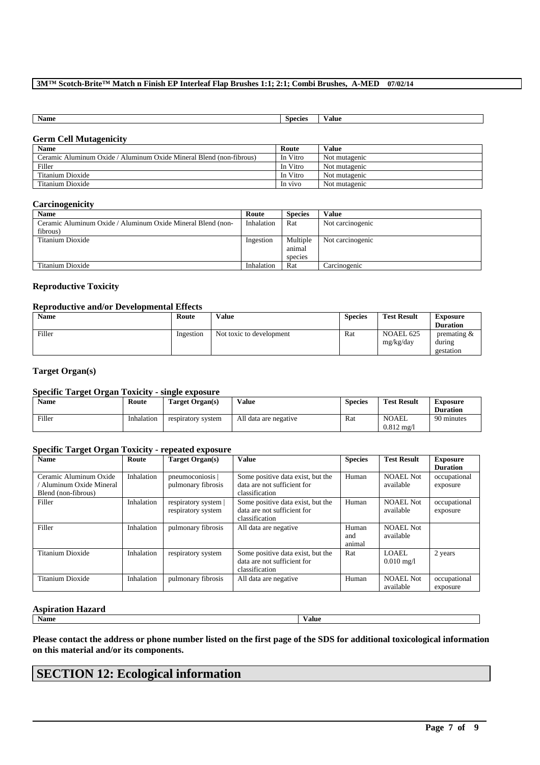| Name | Species | Value |
|---|---|---|

### Germ Cell Mutagenicity

| Name | Route | Value |
|---|---|---|
| Ceramic Aluminum Oxide / Aluminum Oxide Mineral Blend (non-fibrous) | In Vitro | Not mutagenic |
| Filler | In Vitro | Not mutagenic |
| Titanium Dioxide | In Vitro | Not mutagenic |
| Titanium Dioxide | In vivo | Not mutagenic |

### Carcinogenicity

| Name | Route | Species | Value |
|---|---|---|---|
| Ceramic Aluminum Oxide / Aluminum Oxide Mineral Blend (non-fibrous) | Inhalation | Rat | Not carcinogenic |
| Titanium Dioxide | Ingestion | Multiple animal species | Not carcinogenic |
| Titanium Dioxide | Inhalation | Rat | Carcinogenic |

### Reproductive Toxicity

#### Reproductive and/or Developmental Effects

| Name | Route | Value | Species | Test Result | Exposure Duration |
|---|---|---|---|---|---|
| Filler | Ingestion | Not toxic to development | Rat | NOAEL 625 mg/kg/day | premating & during gestation |

### Target Organ(s)

#### Specific Target Organ Toxicity - single exposure

| Name | Route | Target Organ(s) | Value | Species | Test Result | Exposure Duration |
|---|---|---|---|---|---|---|
| Filler | Inhalation | respiratory system | All data are negative | Rat | NOAEL 0.812 mg/l | 90 minutes |

#### Specific Target Organ Toxicity - repeated exposure

| Name | Route | Target Organ(s) | Value | Species | Test Result | Exposure Duration |
|---|---|---|---|---|---|---|
| Ceramic Aluminum Oxide / Aluminum Oxide Mineral Blend (non-fibrous) | Inhalation | pneumoconiosis \| pulmonary fibrosis | Some positive data exist, but the data are not sufficient for classification | Human | NOAEL Not available | occupational exposure |
| Filler | Inhalation | respiratory system \| respiratory system | Some positive data exist, but the data are not sufficient for classification | Human | NOAEL Not available | occupational exposure |
| Filler | Inhalation | pulmonary fibrosis | All data are negative | Human and animal | NOAEL Not available | |
| Titanium Dioxide | Inhalation | respiratory system | Some positive data exist, but the data are not sufficient for classification | Rat | LOAEL 0.010 mg/l | 2 years |
| Titanium Dioxide | Inhalation | pulmonary fibrosis | All data are negative | Human | NOAEL Not available | occupational exposure |

### Aspiration Hazard

| Name | Value |
|---|---|

**Please contact the address or phone number listed on the first page of the SDS for additional toxicological information on this material and/or its components.**

# SECTION 12: Ecological information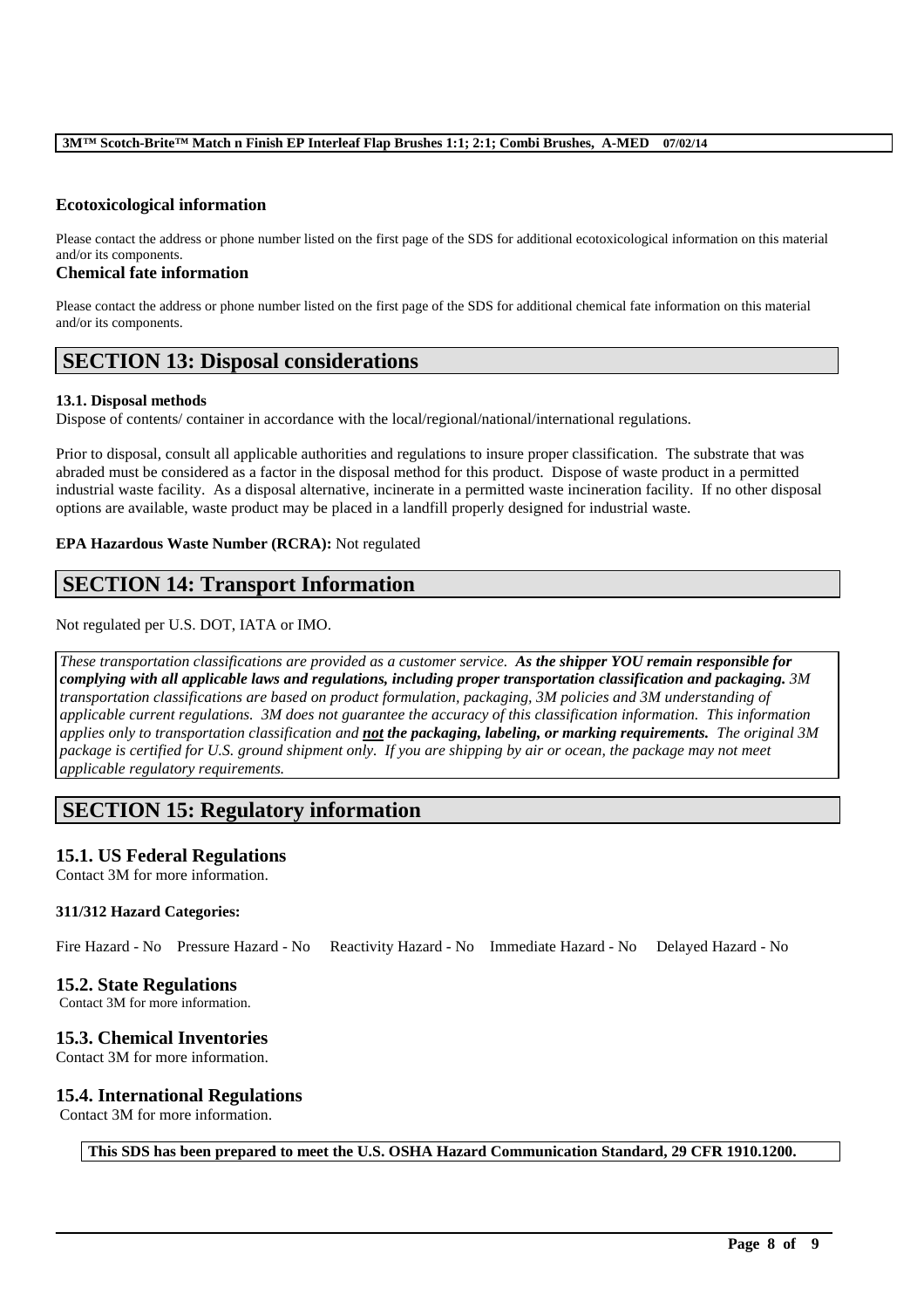### Ecotoxicological information

Please contact the address or phone number listed on the first page of the SDS for additional ecotoxicological information on this material and/or its components.

### Chemical fate information

Please contact the address or phone number listed on the first page of the SDS for additional chemical fate information on this material and/or its components.

## SECTION 13: Disposal considerations

**13.1. Disposal methods**

Dispose of contents/ container in accordance with the local/regional/national/international regulations.

Prior to disposal, consult all applicable authorities and regulations to insure proper classification. The substrate that was abraded must be considered as a factor in the disposal method for this product. Dispose of waste product in a permitted industrial waste facility. As a disposal alternative, incinerate in a permitted waste incineration facility. If no other disposal options are available, waste product may be placed in a landfill properly designed for industrial waste.

**EPA Hazardous Waste Number (RCRA):** Not regulated

## SECTION 14: Transport Information

Not regulated per U.S. DOT, IATA or IMO.

*These transportation classifications are provided as a customer service.* ***As the shipper YOU remain responsible for complying with all applicable laws and regulations, including proper transportation classification and packaging.*** *3M transportation classifications are based on product formulation, packaging, 3M policies and 3M understanding of applicable current regulations. 3M does not guarantee the accuracy of this classification information. This information applies only to transportation classification and* ***not the packaging, labeling, or marking requirements.*** *The original 3M package is certified for U.S. ground shipment only. If you are shipping by air or ocean, the package may not meet applicable regulatory requirements.*

## SECTION 15: Regulatory information

### 15.1. US Federal Regulations

Contact 3M for more information.

**311/312 Hazard Categories:**

Fire Hazard - No Pressure Hazard - No Reactivity Hazard - No Immediate Hazard - No Delayed Hazard - No

### 15.2. State Regulations

Contact 3M for more information.

### 15.3. Chemical Inventories

Contact 3M for more information.

### 15.4. International Regulations

Contact 3M for more information.

**This SDS has been prepared to meet the U.S. OSHA Hazard Communication Standard, 29 CFR 1910.1200.**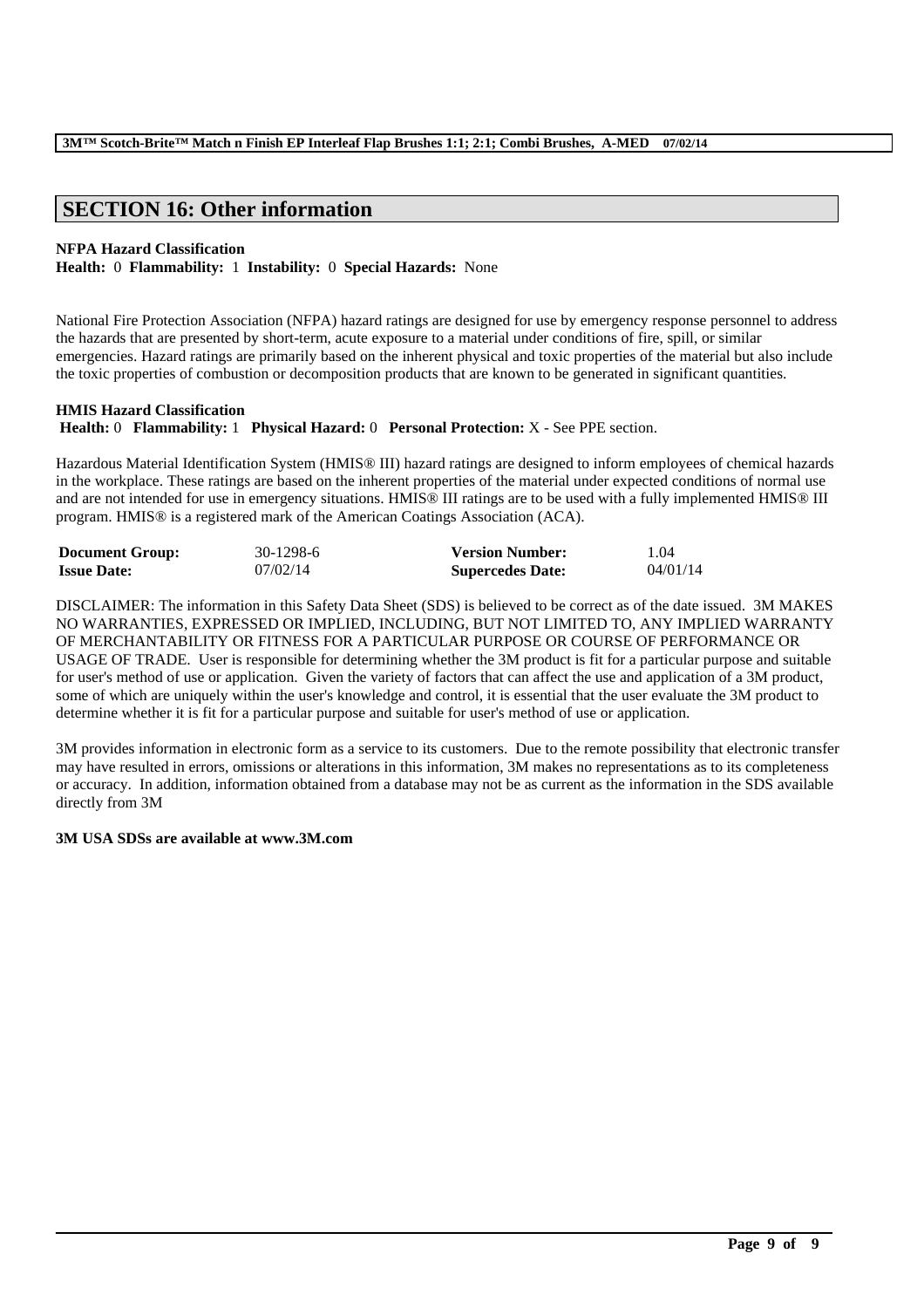## SECTION 16: Other information

**NFPA Hazard Classification**
**Health:** 0 **Flammability:** 1 **Instability:** 0 **Special Hazards:** None

National Fire Protection Association (NFPA) hazard ratings are designed for use by emergency response personnel to address the hazards that are presented by short-term, acute exposure to a material under conditions of fire, spill, or similar emergencies. Hazard ratings are primarily based on the inherent physical and toxic properties of the material but also include the toxic properties of combustion or decomposition products that are known to be generated in significant quantities.

**HMIS Hazard Classification**
**Health:** 0 **Flammability:** 1 **Physical Hazard:** 0 **Personal Protection:** X - See PPE section.

Hazardous Material Identification System (HMIS® III) hazard ratings are designed to inform employees of chemical hazards in the workplace. These ratings are based on the inherent properties of the material under expected conditions of normal use and are not intended for use in emergency situations. HMIS® III ratings are to be used with a fully implemented HMIS® III program. HMIS® is a registered mark of the American Coatings Association (ACA).

| | | | |
|---|---|---|---|
| **Document Group:** | 30-1298-6 | **Version Number:** | 1.04 |
| **Issue Date:** | 07/02/14 | **Supercedes Date:** | 04/01/14 |

DISCLAIMER: The information in this Safety Data Sheet (SDS) is believed to be correct as of the date issued. 3M MAKES NO WARRANTIES, EXPRESSED OR IMPLIED, INCLUDING, BUT NOT LIMITED TO, ANY IMPLIED WARRANTY OF MERCHANTABILITY OR FITNESS FOR A PARTICULAR PURPOSE OR COURSE OF PERFORMANCE OR USAGE OF TRADE. User is responsible for determining whether the 3M product is fit for a particular purpose and suitable for user's method of use or application. Given the variety of factors that can affect the use and application of a 3M product, some of which are uniquely within the user's knowledge and control, it is essential that the user evaluate the 3M product to determine whether it is fit for a particular purpose and suitable for user's method of use or application.

3M provides information in electronic form as a service to its customers. Due to the remote possibility that electronic transfer may have resulted in errors, omissions or alterations in this information, 3M makes no representations as to its completeness or accuracy. In addition, information obtained from a database may not be as current as the information in the SDS available directly from 3M

**3M USA SDSs are available at www.3M.com**